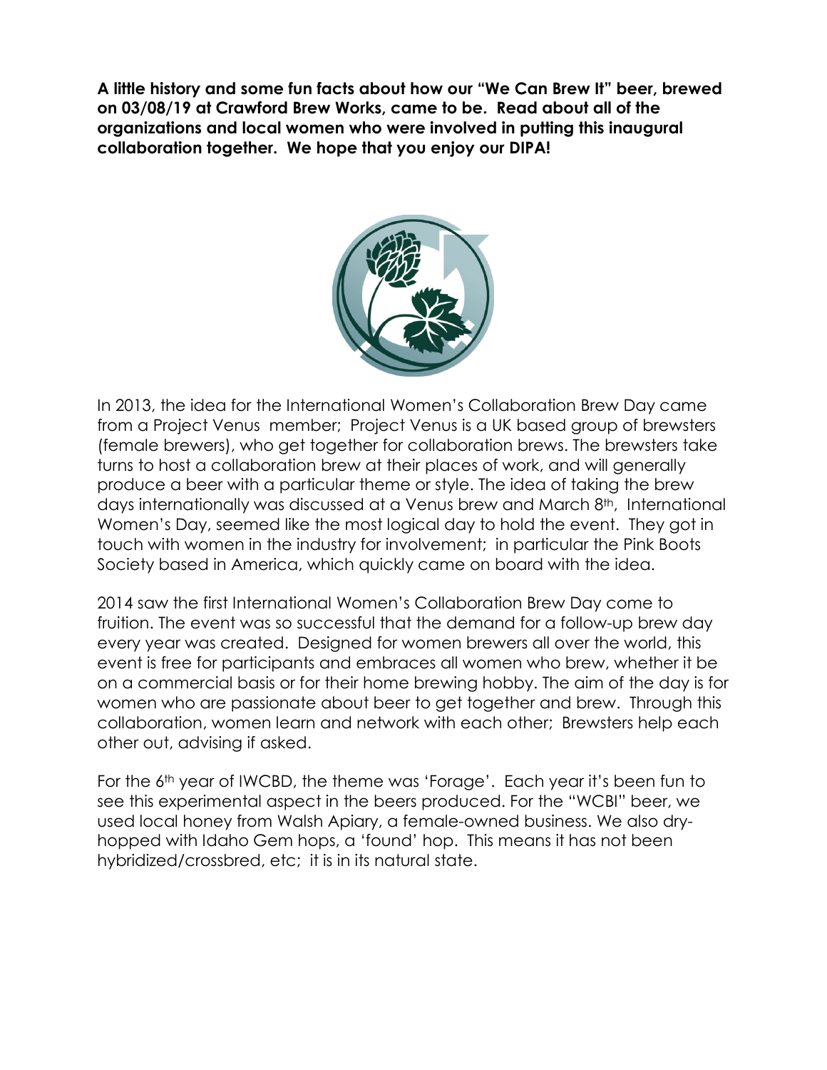**A little history and some fun facts about how our "We Can Brew It" beer, brewed on 03/08/19 at Crawford Brew Works, came to be. Read about all of the organizations and local women who were involved in putting this inaugural collaboration together. We hope that you enjoy our DIPA!**

In 2013, the idea for the International Women's Collaboration Brew Day came from a Project Venus member; Project Venus is a UK based group of brewsters (female brewers), who get together for collaboration brews. The brewsters take turns to host a collaboration brew at their places of work, and will generally produce a beer with a particular theme or style. The idea of taking the brew days internationally was discussed at a Venus brew and March 8th, International Women's Day, seemed like the most logical day to hold the event. They got in touch with women in the industry for involvement; in particular the Pink Boots Society based in America, which quickly came on board with the idea.

2014 saw the first International Women's Collaboration Brew Day come to fruition. The event was so successful that the demand for a follow-up brew day every year was created. Designed for women brewers all over the world, this event is free for participants and embraces all women who brew, whether it be on a commercial basis or for their home brewing hobby. The aim of the day is for women who are passionate about beer to get together and brew. Through this collaboration, women learn and network with each other; Brewsters help each other out, advising if asked.

For the 6th year of IWCBD, the theme was 'Forage'. Each year it's been fun to see this experimental aspect in the beers produced. For the "WCBI" beer, we used local honey from Walsh Apiary, a female-owned business. We also dry-hopped with Idaho Gem hops, a 'found' hop. This means it has not been hybridized/crossbred, etc; it is in its natural state.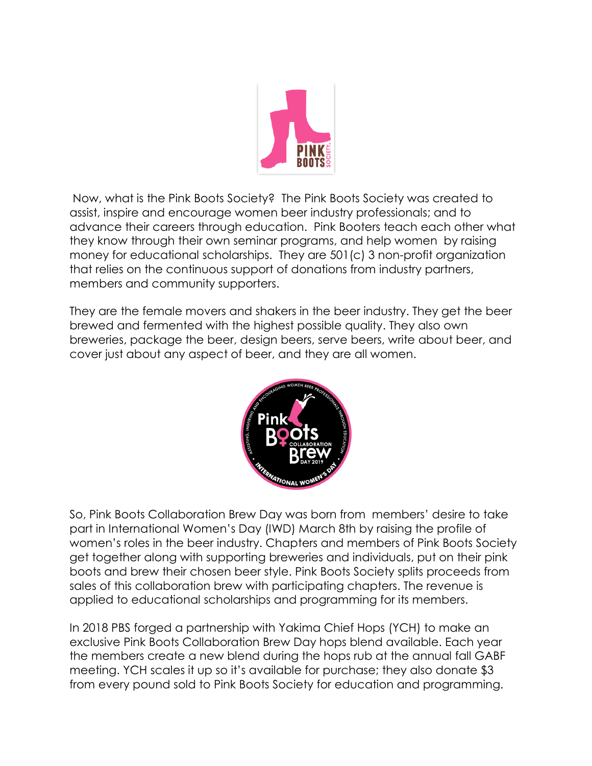Now, what is the Pink Boots Society? The Pink Boots Society was created to assist, inspire and encourage women beer industry professionals; and to advance their careers through education. Pink Booters teach each other what they know through their own seminar programs, and help women by raising money for educational scholarships. They are 501(c) 3 non-profit organization that relies on the continuous support of donations from industry partners, members and community supporters.

They are the female movers and shakers in the beer industry. They get the beer brewed and fermented with the highest possible quality. They also own breweries, package the beer, design beers, serve beers, write about beer, and cover just about any aspect of beer, and they are all women.

So, Pink Boots Collaboration Brew Day was born from members' desire to take part in International Women's Day (IWD) March 8th by raising the profile of women's roles in the beer industry. Chapters and members of Pink Boots Society get together along with supporting breweries and individuals, put on their pink boots and brew their chosen beer style. Pink Boots Society splits proceeds from sales of this collaboration brew with participating chapters. The revenue is applied to educational scholarships and programming for its members.

In 2018 PBS forged a partnership with Yakima Chief Hops (YCH) to make an exclusive Pink Boots Collaboration Brew Day hops blend available. Each year the members create a new blend during the hops rub at the annual fall GABF meeting. YCH scales it up so it's available for purchase; they also donate $3 from every pound sold to Pink Boots Society for education and programming.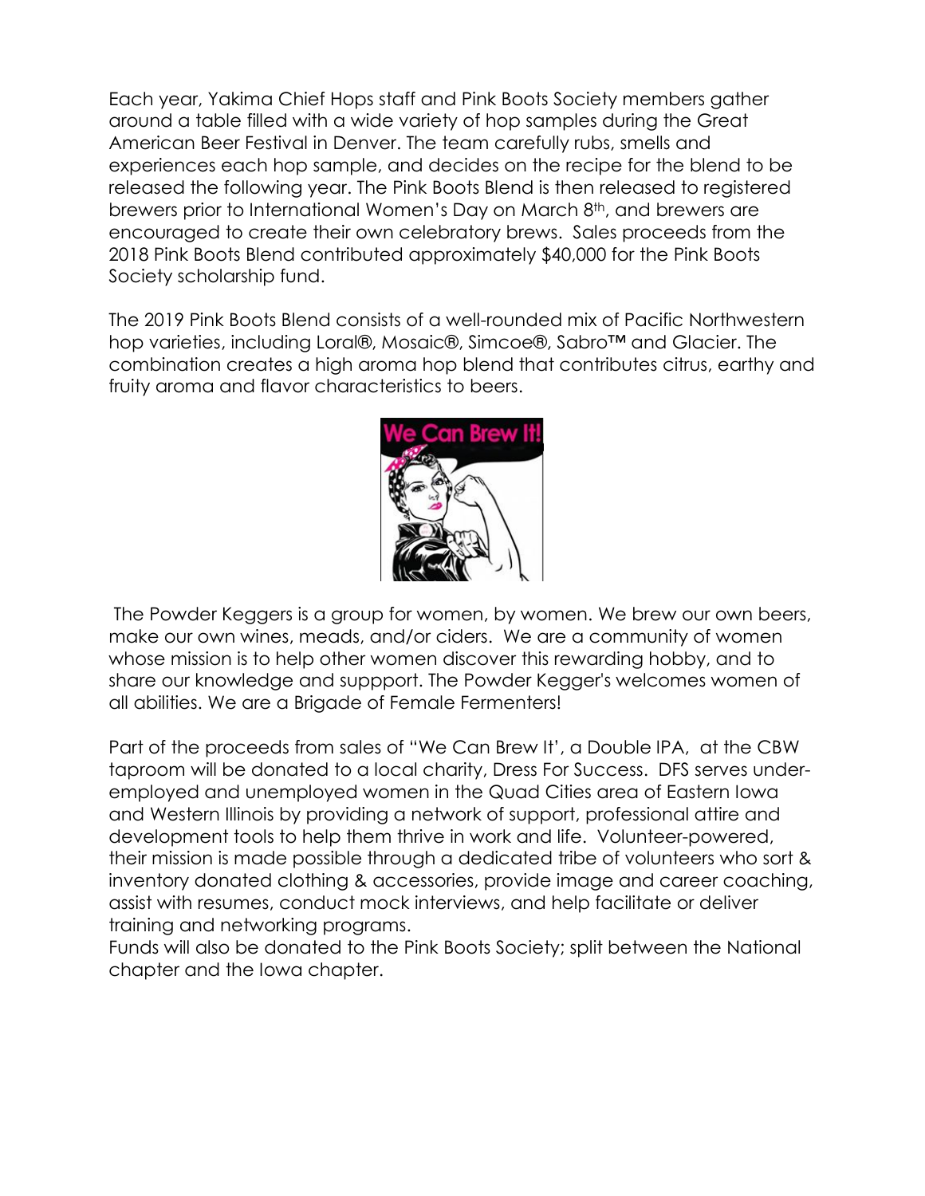Each year, Yakima Chief Hops staff and Pink Boots Society members gather around a table filled with a wide variety of hop samples during the Great American Beer Festival in Denver. The team carefully rubs, smells and experiences each hop sample, and decides on the recipe for the blend to be released the following year. The Pink Boots Blend is then released to registered brewers prior to International Women's Day on March 8th, and brewers are encouraged to create their own celebratory brews. Sales proceeds from the 2018 Pink Boots Blend contributed approximately $40,000 for the Pink Boots Society scholarship fund.

The 2019 Pink Boots Blend consists of a well-rounded mix of Pacific Northwestern hop varieties, including Loral®, Mosaic®, Simcoe®, Sabro™ and Glacier. The combination creates a high aroma hop blend that contributes citrus, earthy and fruity aroma and flavor characteristics to beers.

The Powder Keggers is a group for women, by women. We brew our own beers, make our own wines, meads, and/or ciders. We are a community of women whose mission is to help other women discover this rewarding hobby, and to share our knowledge and suppport. The Powder Kegger's welcomes women of all abilities. We are a Brigade of Female Fermenters!

Part of the proceeds from sales of "We Can Brew It', a Double IPA, at the CBW taproom will be donated to a local charity, Dress For Success. DFS serves under-employed and unemployed women in the Quad Cities area of Eastern Iowa and Western Illinois by providing a network of support, professional attire and development tools to help them thrive in work and life. Volunteer-powered, their mission is made possible through a dedicated tribe of volunteers who sort & inventory donated clothing & accessories, provide image and career coaching, assist with resumes, conduct mock interviews, and help facilitate or deliver training and networking programs.
Funds will also be donated to the Pink Boots Society; split between the National chapter and the Iowa chapter.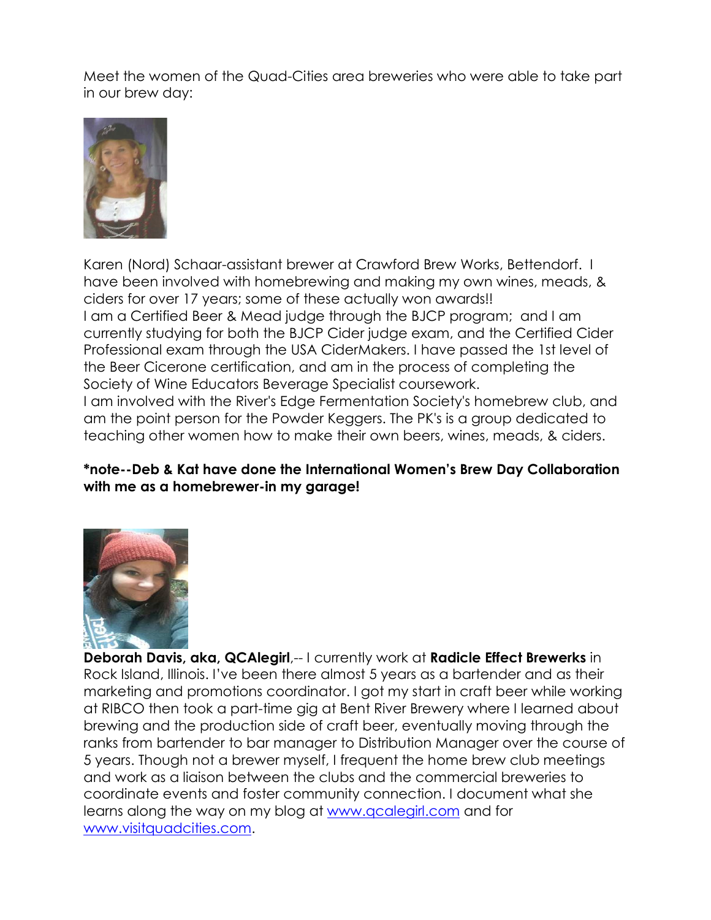Meet the women of the Quad-Cities area breweries who were able to take part in our brew day:

Karen (Nord) Schaar-assistant brewer at Crawford Brew Works, Bettendorf. I have been involved with homebrewing and making my own wines, meads, & ciders for over 17 years; some of these actually won awards!!
I am a Certified Beer & Mead judge through the BJCP program; and I am currently studying for both the BJCP Cider judge exam, and the Certified Cider Professional exam through the USA CiderMakers. I have passed the 1st level of the Beer Cicerone certification, and am in the process of completing the Society of Wine Educators Beverage Specialist coursework.
I am involved with the River's Edge Fermentation Society's homebrew club, and am the point person for the Powder Keggers. The PK's is a group dedicated to teaching other women how to make their own beers, wines, meads, & ciders.

**\*note--Deb & Kat have done the International Women's Brew Day Collaboration with me as a homebrewer-in my garage!**

**Deborah Davis, aka, QCAlegirl**,-- I currently work at **Radicle Effect Brewerks** in Rock Island, Illinois. I've been there almost 5 years as a bartender and as their marketing and promotions coordinator. I got my start in craft beer while working at RIBCO then took a part-time gig at Bent River Brewery where I learned about brewing and the production side of craft beer, eventually moving through the ranks from bartender to bar manager to Distribution Manager over the course of 5 years. Though not a brewer myself, I frequent the home brew club meetings and work as a liaison between the clubs and the commercial breweries to coordinate events and foster community connection. I document what she learns along the way on my blog at [www.qcalegirl.com](http://www.qcalegirl.com) and for [www.visitquadcities.com](http://www.visitquadcities.com).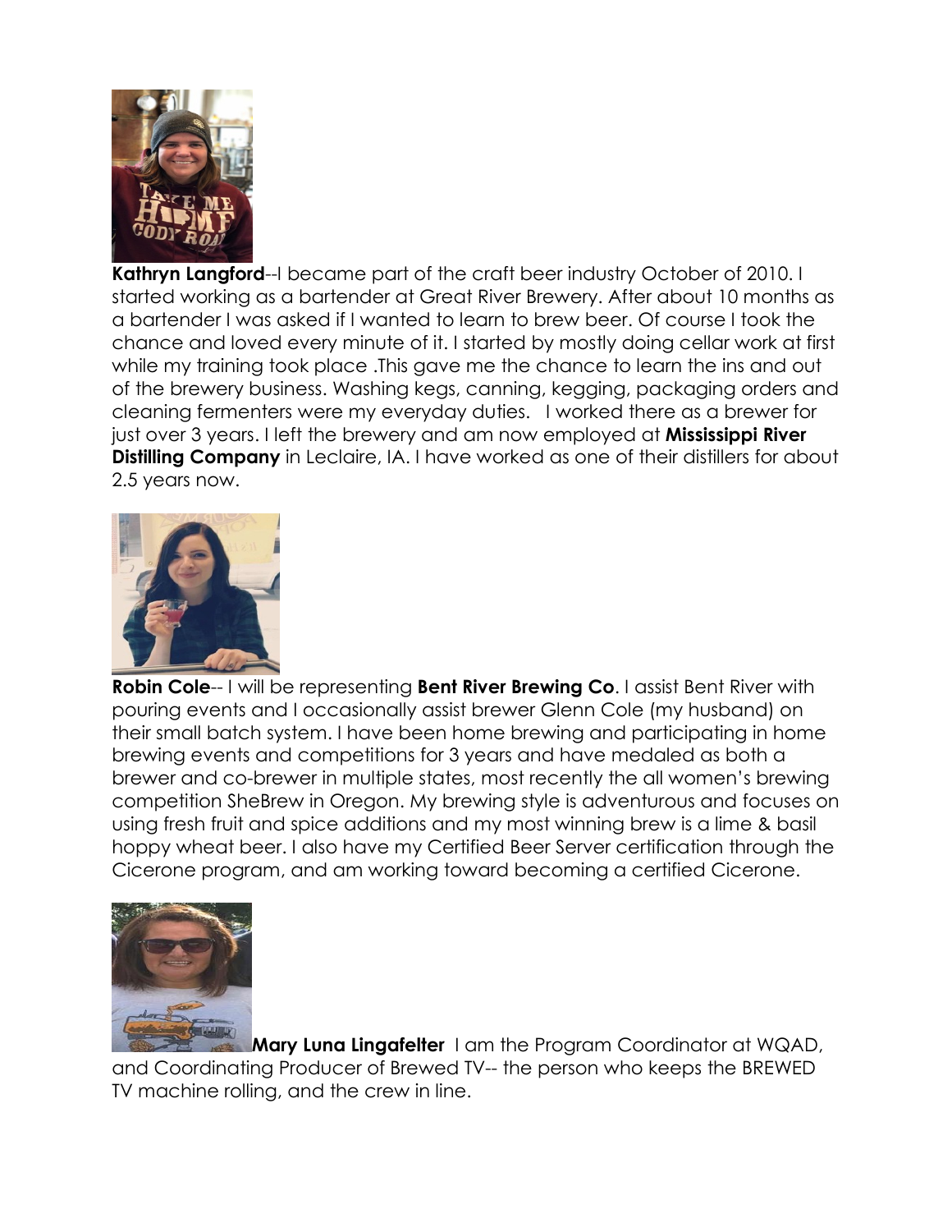**Kathryn Langford**--I became part of the craft beer industry October of 2010. I started working as a bartender at Great River Brewery. After about 10 months as a bartender I was asked if I wanted to learn to brew beer. Of course I took the chance and loved every minute of it. I started by mostly doing cellar work at first while my training took place .This gave me the chance to learn the ins and out of the brewery business. Washing kegs, canning, kegging, packaging orders and cleaning fermenters were my everyday duties. I worked there as a brewer for just over 3 years. I left the brewery and am now employed at **Mississippi River Distilling Company** in Leclaire, IA. I have worked as one of their distillers for about 2.5 years now.

**Robin Cole**-- I will be representing **Bent River Brewing Co**. I assist Bent River with pouring events and I occasionally assist brewer Glenn Cole (my husband) on their small batch system. I have been home brewing and participating in home brewing events and competitions for 3 years and have medaled as both a brewer and co-brewer in multiple states, most recently the all women's brewing competition SheBrew in Oregon. My brewing style is adventurous and focuses on using fresh fruit and spice additions and my most winning brew is a lime & basil hoppy wheat beer. I also have my Certified Beer Server certification through the Cicerone program, and am working toward becoming a certified Cicerone.

**Mary Luna Lingafelter** I am the Program Coordinator at WQAD, and Coordinating Producer of Brewed TV-- the person who keeps the BREWED TV machine rolling, and the crew in line.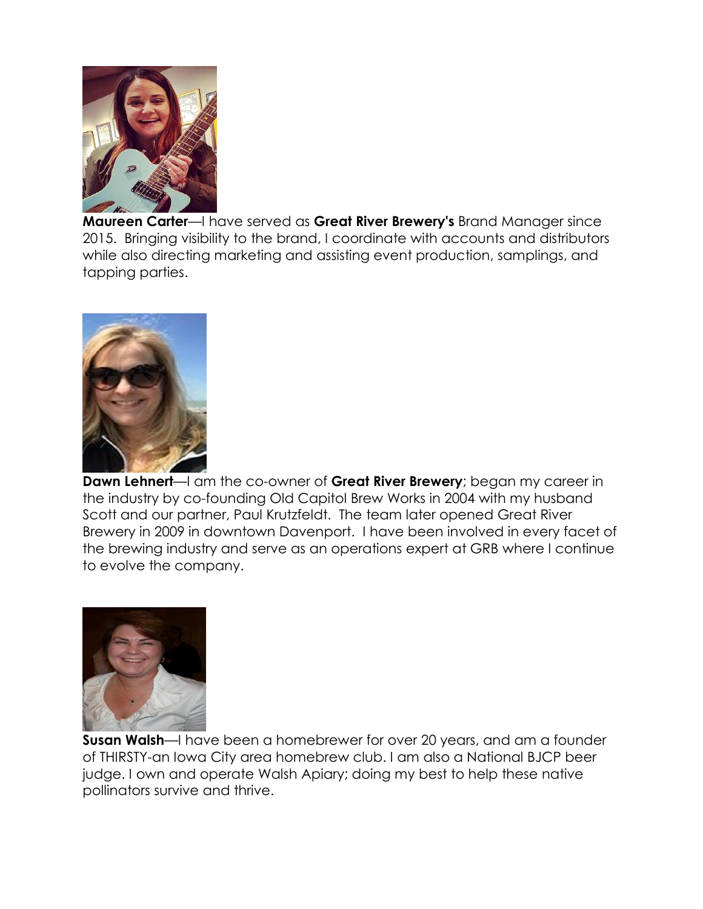**Maureen Carter**—I have served as **Great River Brewery's** Brand Manager since 2015. Bringing visibility to the brand, I coordinate with accounts and distributors while also directing marketing and assisting event production, samplings, and tapping parties.

**Dawn Lehnert**—I am the co-owner of **Great River Brewery**; began my career in the industry by co-founding Old Capitol Brew Works in 2004 with my husband Scott and our partner, Paul Krutzfeldt. The team later opened Great River Brewery in 2009 in downtown Davenport. I have been involved in every facet of the brewing industry and serve as an operations expert at GRB where I continue to evolve the company.

**Susan Walsh**—I have been a homebrewer for over 20 years, and am a founder of THIRSTY-an Iowa City area homebrew club. I am also a National BJCP beer judge. I own and operate Walsh Apiary; doing my best to help these native pollinators survive and thrive.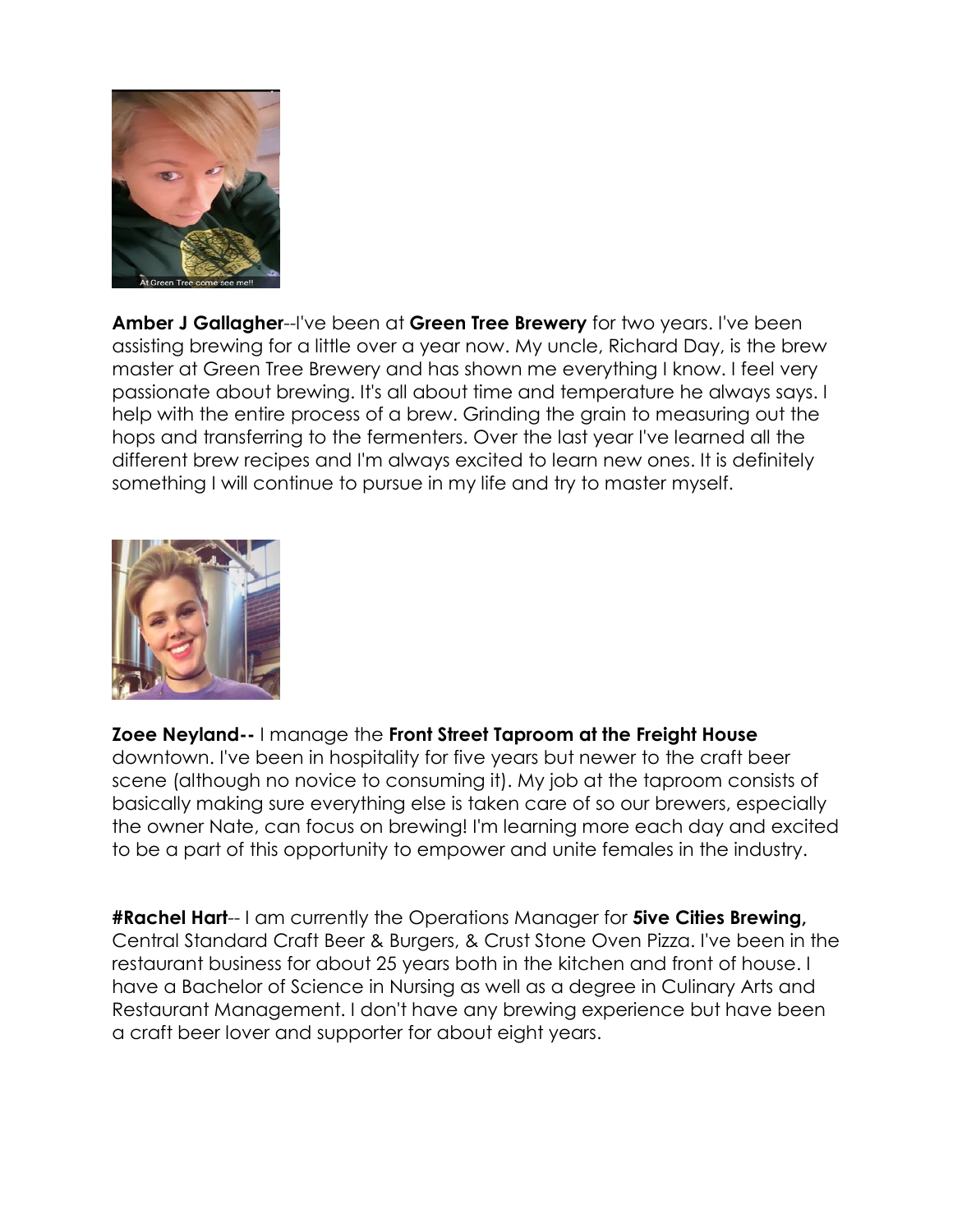**Amber J Gallagher**--I've been at **Green Tree Brewery** for two years. I've been assisting brewing for a little over a year now. My uncle, Richard Day, is the brew master at Green Tree Brewery and has shown me everything I know. I feel very passionate about brewing. It's all about time and temperature he always says. I help with the entire process of a brew. Grinding the grain to measuring out the hops and transferring to the fermenters. Over the last year I've learned all the different brew recipes and I'm always excited to learn new ones. It is definitely something I will continue to pursue in my life and try to master myself.

**Zoee Neyland--** I manage the **Front Street Taproom at the Freight House** downtown. I've been in hospitality for five years but newer to the craft beer scene (although no novice to consuming it). My job at the taproom consists of basically making sure everything else is taken care of so our brewers, especially the owner Nate, can focus on brewing! I'm learning more each day and excited to be a part of this opportunity to empower and unite females in the industry.

**#Rachel Hart**-- I am currently the Operations Manager for **5ive Cities Brewing,** Central Standard Craft Beer & Burgers, & Crust Stone Oven Pizza. I've been in the restaurant business for about 25 years both in the kitchen and front of house. I have a Bachelor of Science in Nursing as well as a degree in Culinary Arts and Restaurant Management. I don't have any brewing experience but have been a craft beer lover and supporter for about eight years.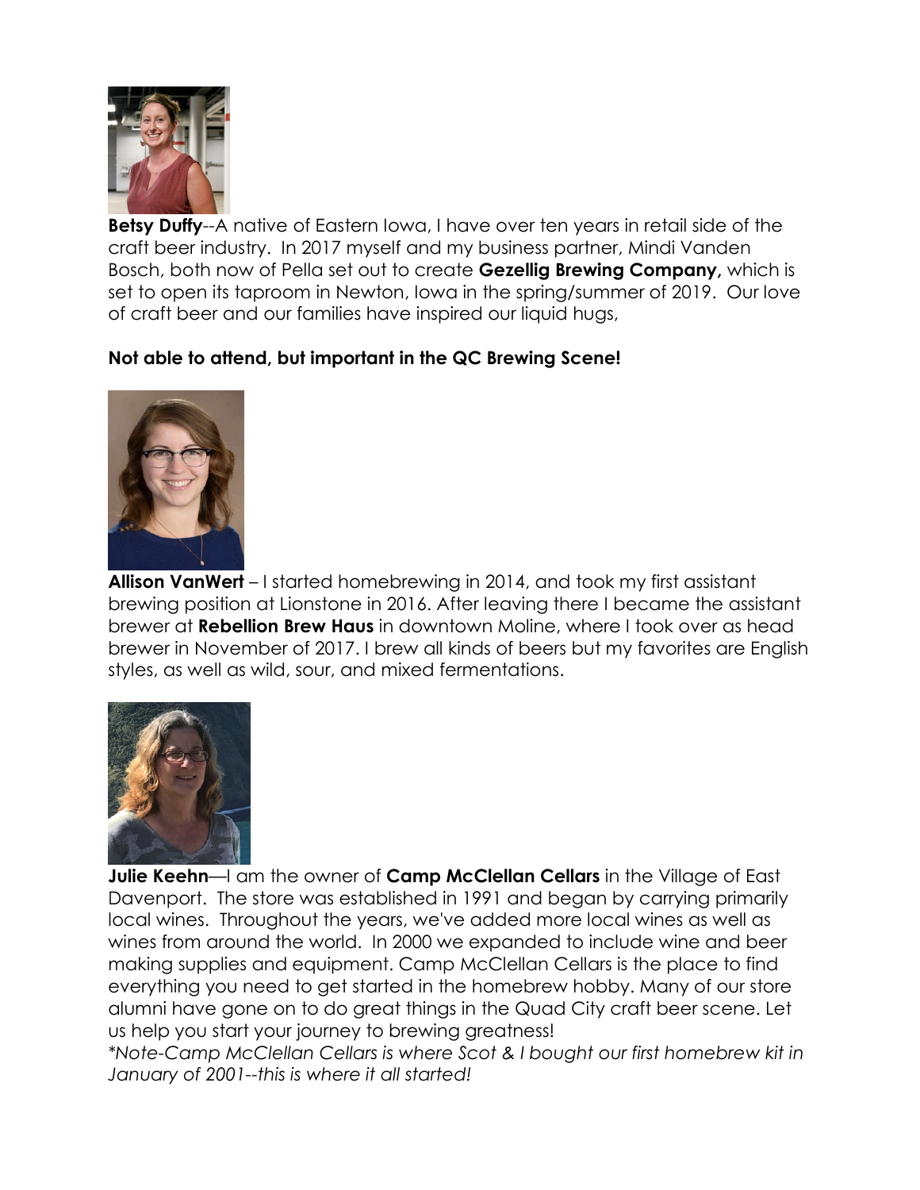**Betsy Duffy**--A native of Eastern Iowa, I have over ten years in retail side of the craft beer industry. In 2017 myself and my business partner, Mindi Vanden Bosch, both now of Pella set out to create **Gezellig Brewing Company,** which is set to open its taproom in Newton, Iowa in the spring/summer of 2019. Our love of craft beer and our families have inspired our liquid hugs,

**Not able to attend, but important in the QC Brewing Scene!**

**Allison VanWert** – I started homebrewing in 2014, and took my first assistant brewing position at Lionstone in 2016. After leaving there I became the assistant brewer at **Rebellion Brew Haus** in downtown Moline, where I took over as head brewer in November of 2017. I brew all kinds of beers but my favorites are English styles, as well as wild, sour, and mixed fermentations.

**Julie Keehn**—I am the owner of **Camp McClellan Cellars** in the Village of East Davenport. The store was established in 1991 and began by carrying primarily local wines. Throughout the years, we've added more local wines as well as wines from around the world. In 2000 we expanded to include wine and beer making supplies and equipment. Camp McClellan Cellars is the place to find everything you need to get started in the homebrew hobby. Many of our store alumni have gone on to do great things in the Quad City craft beer scene. Let us help you start your journey to brewing greatness!

*\*Note-Camp McClellan Cellars is where Scot & I bought our first homebrew kit in January of 2001--this is where it all started!*